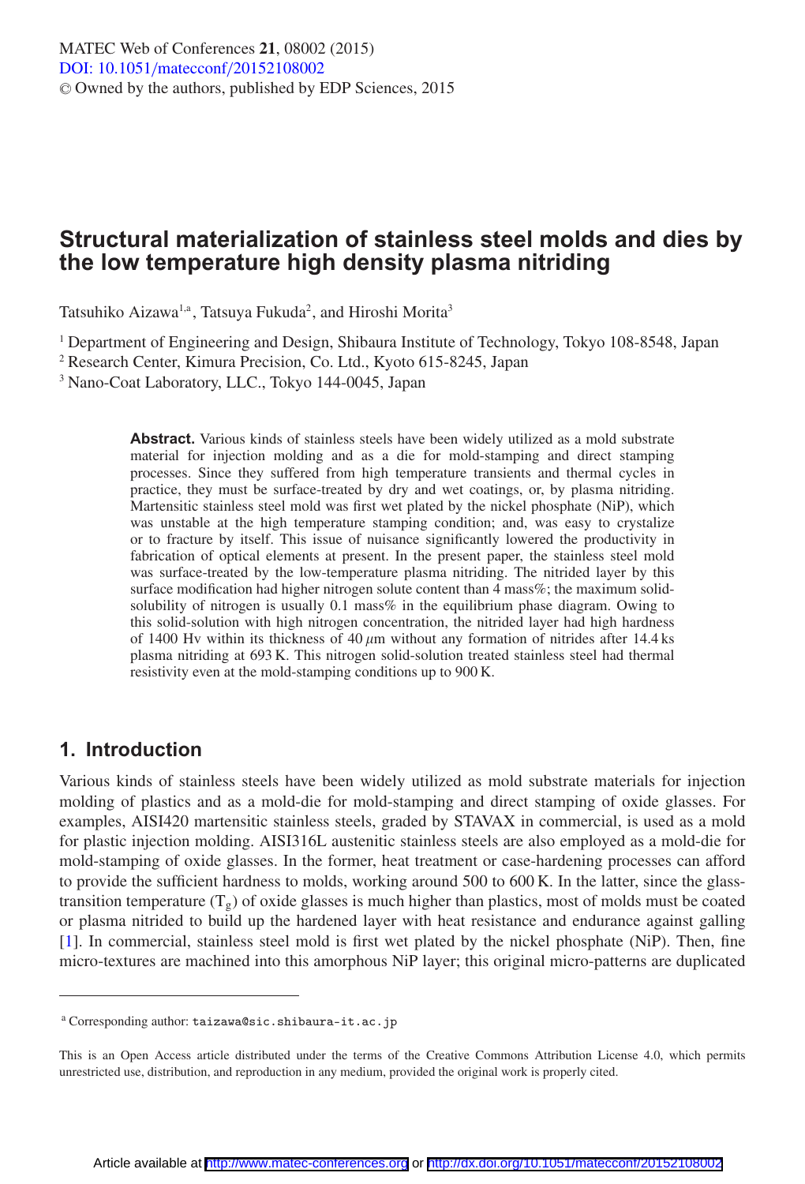# Structural materialization of stainless steel molds and dies by the low temperature high density plasma nitriding

Tatsuhiko Aizawa[1,a], Tatsuya Fukuda[2], and Hiroshi Morita[3]

[1] Department of Engineering and Design, Shibaura Institute of Technology, Tokyo 108-8548, Japan
[2] Research Center, Kimura Precision, Co. Ltd., Kyoto 615-8245, Japan
[3] Nano-Coat Laboratory, LLC., Tokyo 144-0045, Japan

**Abstract.** Various kinds of stainless steels have been widely utilized as a mold substrate material for injection molding and as a die for mold-stamping and direct stamping processes. Since they suffered from high temperature transients and thermal cycles in practice, they must be surface-treated by dry and wet coatings, or, by plasma nitriding. Martensitic stainless steel mold was first wet plated by the nickel phosphate (NiP), which was unstable at the high temperature stamping condition; and, was easy to crystalize or to fracture by itself. This issue of nuisance significantly lowered the productivity in fabrication of optical elements at present. In the present paper, the stainless steel mold was surface-treated by the low-temperature plasma nitriding. The nitrided layer by this surface modification had higher nitrogen solute content than 4 mass%; the maximum solid-solubility of nitrogen is usually 0.1 mass% in the equilibrium phase diagram. Owing to this solid-solution with high nitrogen concentration, the nitrided layer had high hardness of 1400 Hv within its thickness of 40 $\mu$m without any formation of nitrides after 14.4 ks plasma nitriding at 693 K. This nitrogen solid-solution treated stainless steel had thermal resistivity even at the mold-stamping conditions up to 900 K.

## 1. Introduction

Various kinds of stainless steels have been widely utilized as mold substrate materials for injection molding of plastics and as a mold-die for mold-stamping and direct stamping of oxide glasses. For examples, AISI420 martensitic stainless steels, graded by STAVAX in commercial, is used as a mold for plastic injection molding. AISI316L austenitic stainless steels are also employed as a mold-die for mold-stamping of oxide glasses. In the former, heat treatment or case-hardening processes can afford to provide the sufficient hardness to molds, working around 500 to 600 K. In the latter, since the glass-transition temperature ($T_g$) of oxide glasses is much higher than plastics, most of molds must be coated or plasma nitrided to build up the hardened layer with heat resistance and endurance against galling [1]. In commercial, stainless steel mold is first wet plated by the nickel phosphate (NiP). Then, fine micro-textures are machined into this amorphous NiP layer; this original micro-patterns are duplicated

[a] Corresponding author: taizawa@sic.shibaura-it.ac.jp

This is an Open Access article distributed under the terms of the Creative Commons Attribution License 4.0, which permits unrestricted use, distribution, and reproduction in any medium, provided the original work is properly cited.

Article available at http://www.matec-conferences.org or http://dx.doi.org/10.1051/matecconf/20152108002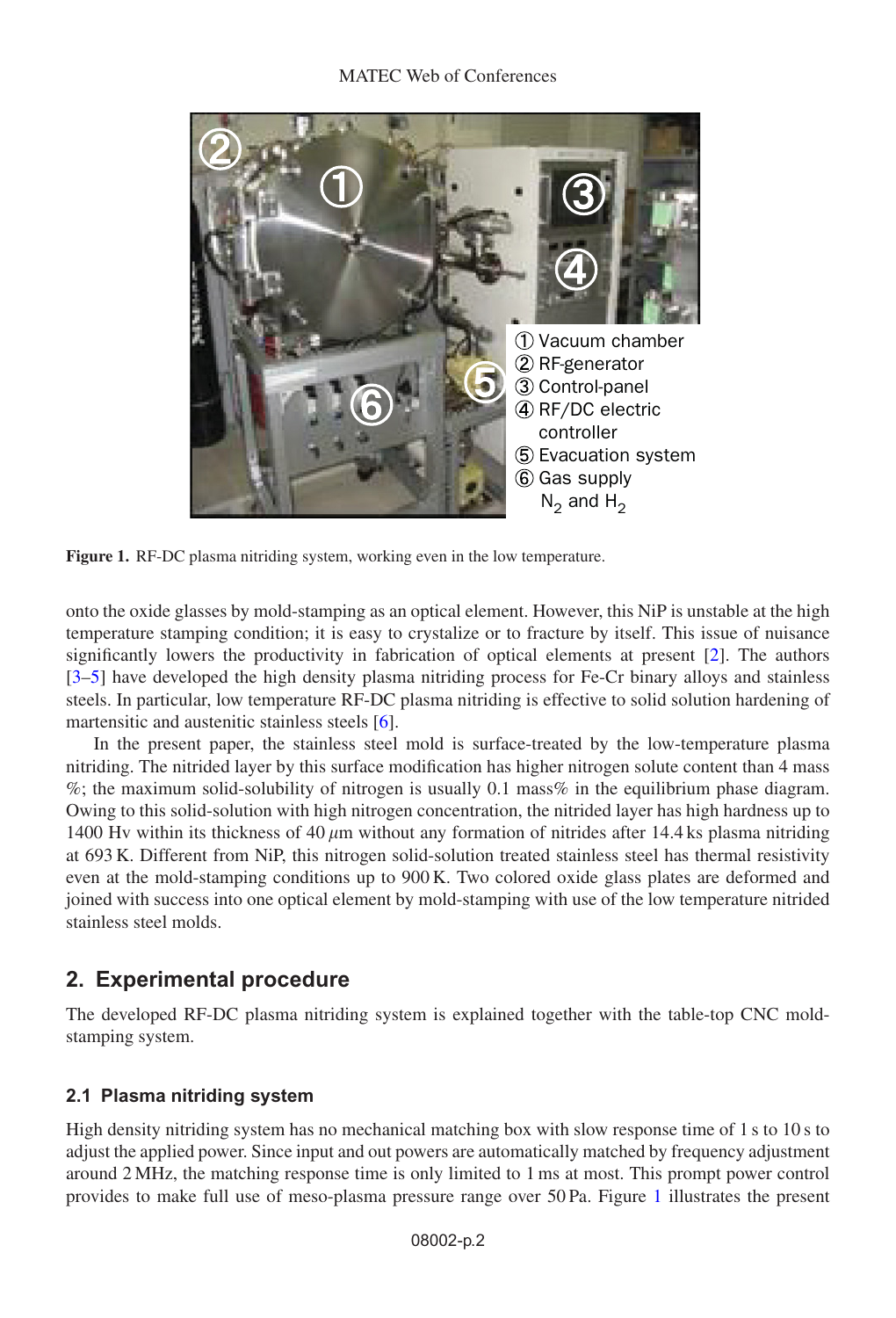① Vacuum chamber
② RF-generator
③ Control-panel
④ RF/DC electric controller
⑤ Evacuation system
⑥ Gas supply $N_2$ and $H_2$

**Figure 1.** RF-DC plasma nitriding system, working even in the low temperature.

onto the oxide glasses by mold-stamping as an optical element. However, this NiP is unstable at the high temperature stamping condition; it is easy to crystalize or to fracture by itself. This issue of nuisance significantly lowers the productivity in fabrication of optical elements at present [2]. The authors [3–5] have developed the high density plasma nitriding process for Fe-Cr binary alloys and stainless steels. In particular, low temperature RF-DC plasma nitriding is effective to solid solution hardening of martensitic and austenitic stainless steels [6].

In the present paper, the stainless steel mold is surface-treated by the low-temperature plasma nitriding. The nitrided layer by this surface modification has higher nitrogen solute content than 4 mass %; the maximum solid-solubility of nitrogen is usually 0.1 mass% in the equilibrium phase diagram. Owing to this solid-solution with high nitrogen concentration, the nitrided layer has high hardness up to 1400 Hv within its thickness of 40 $\mu$m without any formation of nitrides after 14.4 ks plasma nitriding at 693 K. Different from NiP, this nitrogen solid-solution treated stainless steel has thermal resistivity even at the mold-stamping conditions up to 900 K. Two colored oxide glass plates are deformed and joined with success into one optical element by mold-stamping with use of the low temperature nitrided stainless steel molds.

## 2. Experimental procedure

The developed RF-DC plasma nitriding system is explained together with the table-top CNC mold-stamping system.

### 2.1 Plasma nitriding system

High density nitriding system has no mechanical matching box with slow response time of 1 s to 10 s to adjust the applied power. Since input and out powers are automatically matched by frequency adjustment around 2 MHz, the matching response time is only limited to 1 ms at most. This prompt power control provides to make full use of meso-plasma pressure range over 50 Pa. Figure 1 illustrates the present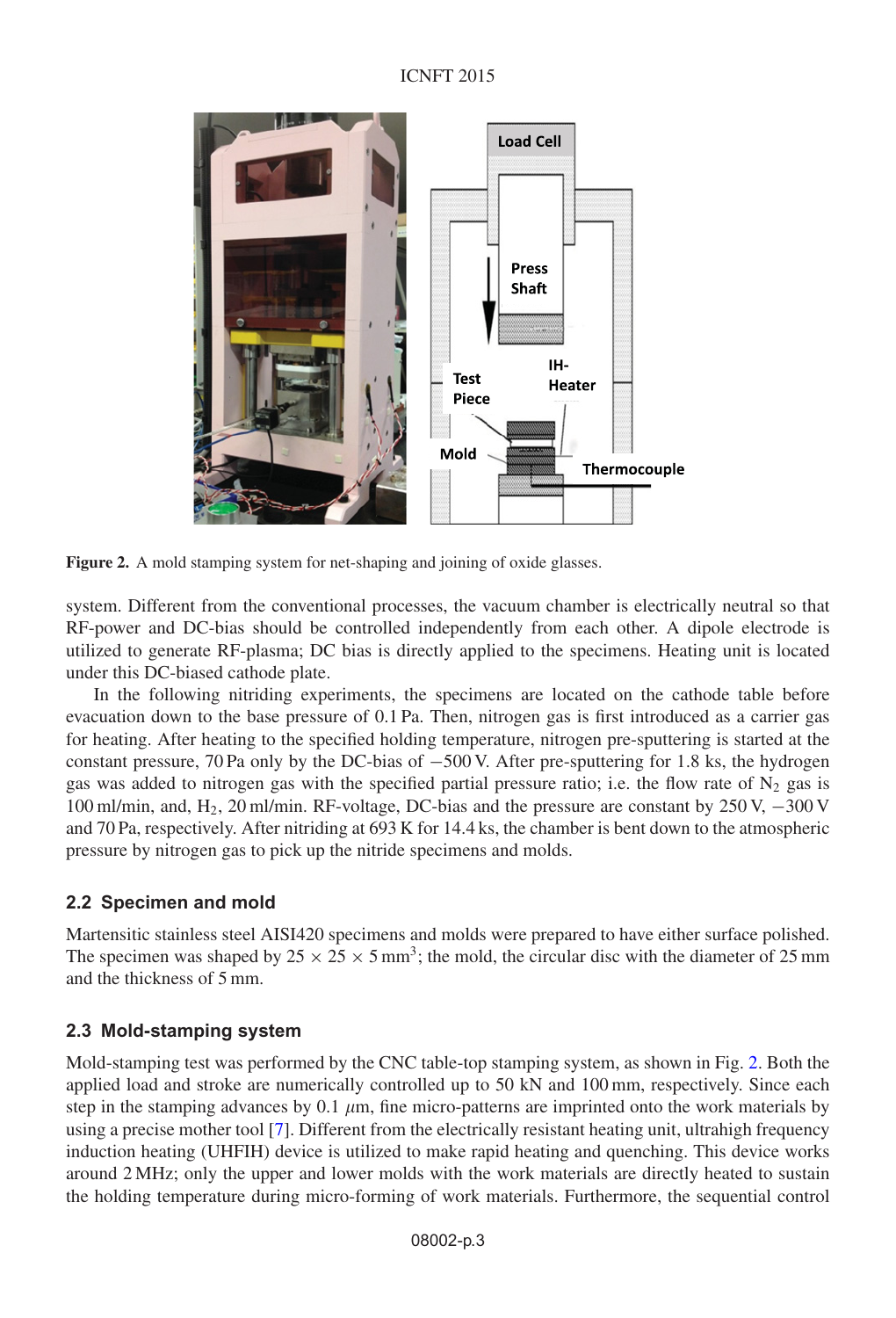Figure 2. A mold stamping system for net-shaping and joining of oxide glasses.

system. Different from the conventional processes, the vacuum chamber is electrically neutral so that RF-power and DC-bias should be controlled independently from each other. A dipole electrode is utilized to generate RF-plasma; DC bias is directly applied to the specimens. Heating unit is located under this DC-biased cathode plate.

In the following nitriding experiments, the specimens are located on the cathode table before evacuation down to the base pressure of 0.1 Pa. Then, nitrogen gas is first introduced as a carrier gas for heating. After heating to the specified holding temperature, nitrogen pre-sputtering is started at the constant pressure, 70 Pa only by the DC-bias of −500 V. After pre-sputtering for 1.8 ks, the hydrogen gas was added to nitrogen gas with the specified partial pressure ratio; i.e. the flow rate of $N_2$ gas is 100 ml/min, and, $H_2$, 20 ml/min. RF-voltage, DC-bias and the pressure are constant by 250 V, −300 V and 70 Pa, respectively. After nitriding at 693 K for 14.4 ks, the chamber is bent down to the atmospheric pressure by nitrogen gas to pick up the nitride specimens and molds.

### 2.2 Specimen and mold

Martensitic stainless steel AISI420 specimens and molds were prepared to have either surface polished. The specimen was shaped by 25 × 25 × 5 mm$^3$; the mold, the circular disc with the diameter of 25 mm and the thickness of 5 mm.

### 2.3 Mold-stamping system

Mold-stamping test was performed by the CNC table-top stamping system, as shown in Fig. 2. Both the applied load and stroke are numerically controlled up to 50 kN and 100 mm, respectively. Since each step in the stamping advances by 0.1 $\mu$m, fine micro-patterns are imprinted onto the work materials by using a precise mother tool [7]. Different from the electrically resistant heating unit, ultrahigh frequency induction heating (UHFIH) device is utilized to make rapid heating and quenching. This device works around 2 MHz; only the upper and lower molds with the work materials are directly heated to sustain the holding temperature during micro-forming of work materials. Furthermore, the sequential control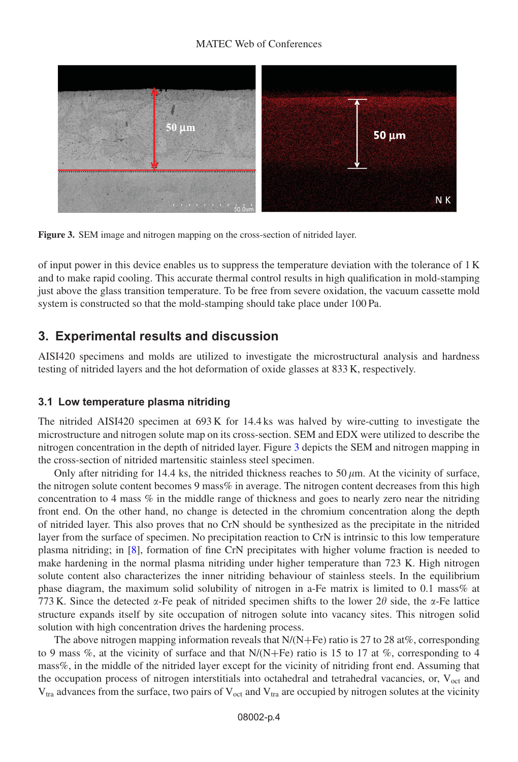Figure 3. SEM image and nitrogen mapping on the cross-section of nitrided layer.

of input power in this device enables us to suppress the temperature deviation with the tolerance of 1 K and to make rapid cooling. This accurate thermal control results in high qualification in mold-stamping just above the glass transition temperature. To be free from severe oxidation, the vacuum cassette mold system is constructed so that the mold-stamping should take place under 100 Pa.

## 3. Experimental results and discussion

AISI420 specimens and molds are utilized to investigate the microstructural analysis and hardness testing of nitrided layers and the hot deformation of oxide glasses at 833 K, respectively.

### 3.1 Low temperature plasma nitriding

The nitrided AISI420 specimen at 693 K for 14.4 ks was halved by wire-cutting to investigate the microstructure and nitrogen solute map on its cross-section. SEM and EDX were utilized to describe the nitrogen concentration in the depth of nitrided layer. Figure 3 depicts the SEM and nitrogen mapping in the cross-section of nitrided martensitic stainless steel specimen.

Only after nitriding for 14.4 ks, the nitrided thickness reaches to 50 $\mu$m. At the vicinity of surface, the nitrogen solute content becomes 9 mass% in average. The nitrogen content decreases from this high concentration to 4 mass % in the middle range of thickness and goes to nearly zero near the nitriding front end. On the other hand, no change is detected in the chromium concentration along the depth of nitrided layer. This also proves that no CrN should be synthesized as the precipitate in the nitrided layer from the surface of specimen. No precipitation reaction to CrN is intrinsic to this low temperature plasma nitriding; in [8], formation of fine CrN precipitates with higher volume fraction is needed to make hardening in the normal plasma nitriding under higher temperature than 723 K. High nitrogen solute content also characterizes the inner nitriding behaviour of stainless steels. In the equilibrium phase diagram, the maximum solid solubility of nitrogen in a-Fe matrix is limited to 0.1 mass% at 773 K. Since the detected $\alpha$-Fe peak of nitrided specimen shifts to the lower $2\theta$ side, the $\alpha$-Fe lattice structure expands itself by site occupation of nitrogen solute into vacancy sites. This nitrogen solid solution with high concentration drives the hardening process.

The above nitrogen mapping information reveals that N/(N+Fe) ratio is 27 to 28 at%, corresponding to 9 mass %, at the vicinity of surface and that N/(N+Fe) ratio is 15 to 17 at %, corresponding to 4 mass%, in the middle of the nitrided layer except for the vicinity of nitriding front end. Assuming that the occupation process of nitrogen interstitials into octahedral and tetrahedral vacancies, or, $V_{oct}$ and $V_{tra}$ advances from the surface, two pairs of $V_{oct}$ and $V_{tra}$ are occupied by nitrogen solutes at the vicinity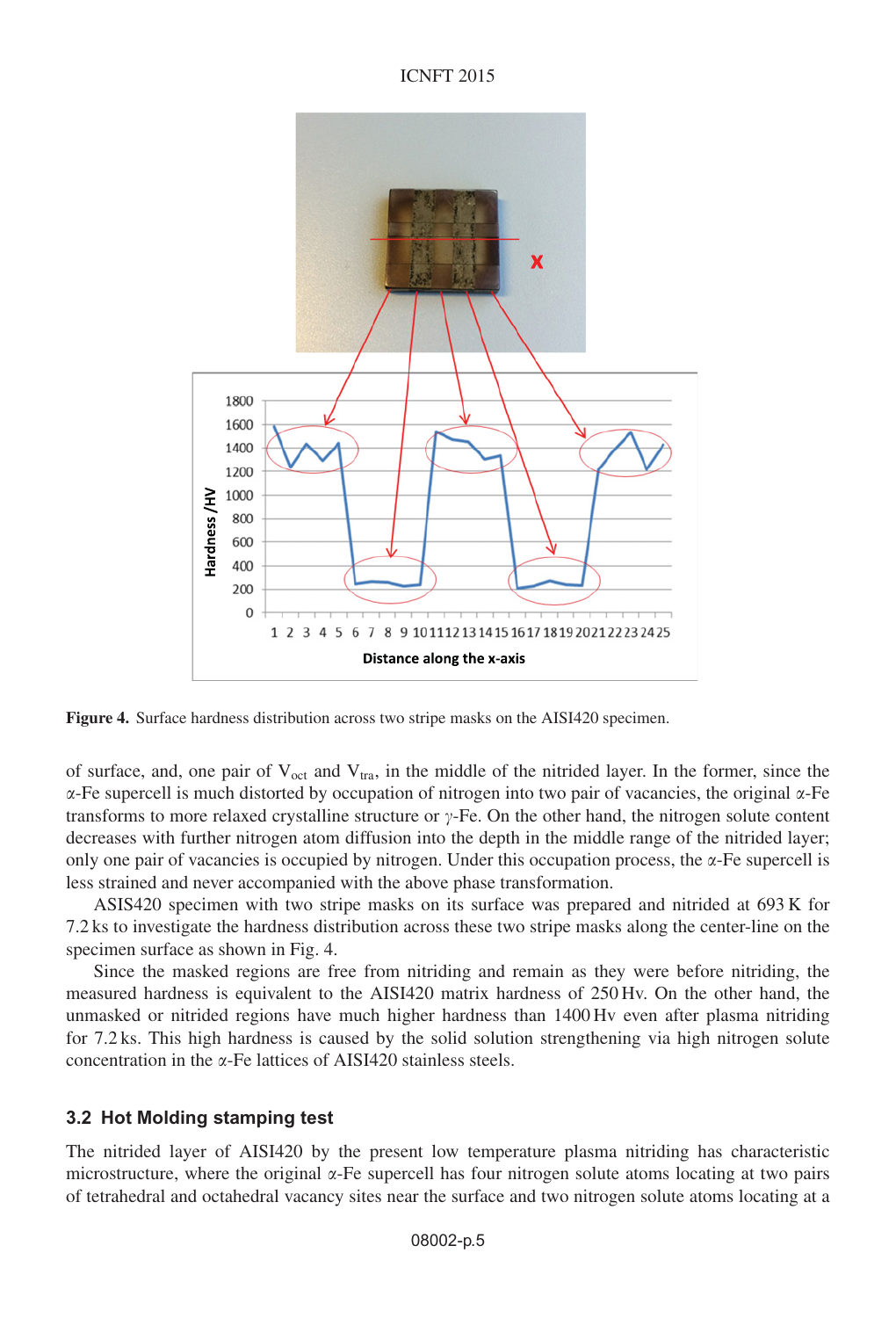**Figure 4.** Surface hardness distribution across two stripe masks on the AISI420 specimen.

of surface, and, one pair of $V_{oct}$ and $V_{tra}$, in the middle of the nitrided layer. In the former, since the $\alpha$-Fe supercell is much distorted by occupation of nitrogen into two pair of vacancies, the original $\alpha$-Fe transforms to more relaxed crystalline structure or $\gamma$-Fe. On the other hand, the nitrogen solute content decreases with further nitrogen atom diffusion into the depth in the middle range of the nitrided layer; only one pair of vacancies is occupied by nitrogen. Under this occupation process, the $\alpha$-Fe supercell is less strained and never accompanied with the above phase transformation.

ASIS420 specimen with two stripe masks on its surface was prepared and nitrided at 693 K for 7.2 ks to investigate the hardness distribution across these two stripe masks along the center-line on the specimen surface as shown in Fig. 4.

Since the masked regions are free from nitriding and remain as they were before nitriding, the measured hardness is equivalent to the AISI420 matrix hardness of 250 Hv. On the other hand, the unmasked or nitrided regions have much higher hardness than 1400 Hv even after plasma nitriding for 7.2 ks. This high hardness is caused by the solid solution strengthening via high nitrogen solute concentration in the $\alpha$-Fe lattices of AISI420 stainless steels.

### 3.2 Hot Molding stamping test

The nitrided layer of AISI420 by the present low temperature plasma nitriding has characteristic microstructure, where the original $\alpha$-Fe supercell has four nitrogen solute atoms locating at two pairs of tetrahedral and octahedral vacancy sites near the surface and two nitrogen solute atoms locating at a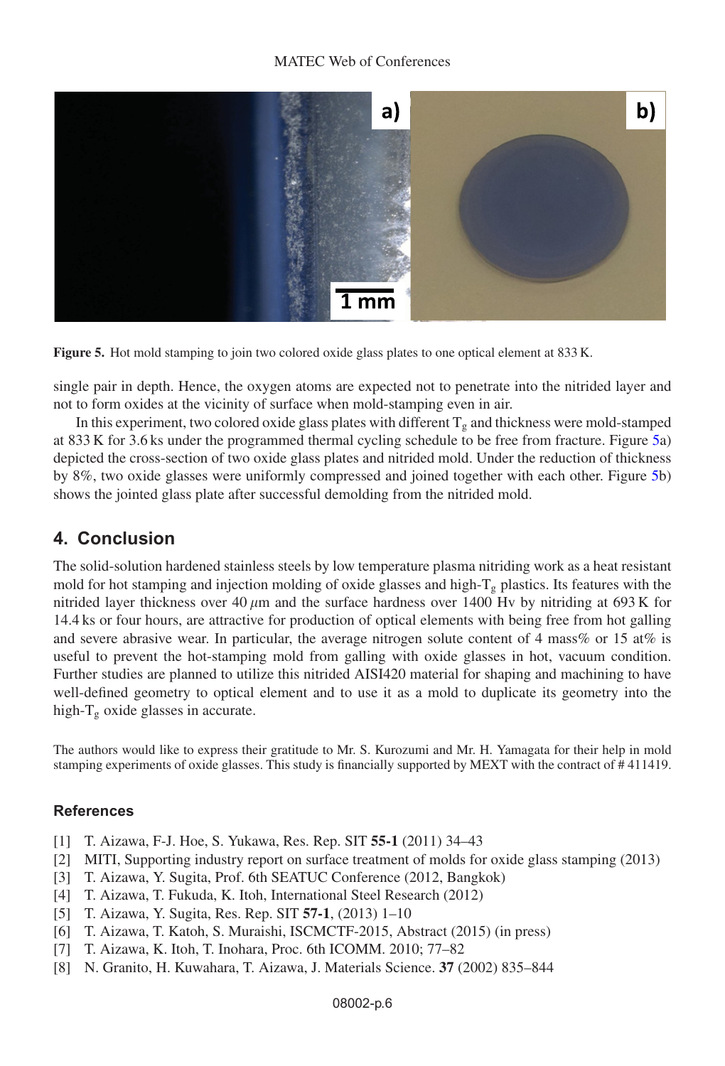Figure 5. Hot mold stamping to join two colored oxide glass plates to one optical element at 833 K.

single pair in depth. Hence, the oxygen atoms are expected not to penetrate into the nitrided layer and not to form oxides at the vicinity of surface when mold-stamping even in air.

In this experiment, two colored oxide glass plates with different $T_g$ and thickness were mold-stamped at 833 K for 3.6 ks under the programmed thermal cycling schedule to be free from fracture. Figure 5a) depicted the cross-section of two oxide glass plates and nitrided mold. Under the reduction of thickness by 8%, two oxide glasses were uniformly compressed and joined together with each other. Figure 5b) shows the jointed glass plate after successful demolding from the nitrided mold.

## 4. Conclusion

The solid-solution hardened stainless steels by low temperature plasma nitriding work as a heat resistant mold for hot stamping and injection molding of oxide glasses and high-$T_g$ plastics. Its features with the nitrided layer thickness over 40 $\mu$m and the surface hardness over 1400 Hv by nitriding at 693 K for 14.4 ks or four hours, are attractive for production of optical elements with being free from hot galling and severe abrasive wear. In particular, the average nitrogen solute content of 4 mass% or 15 at% is useful to prevent the hot-stamping mold from galling with oxide glasses in hot, vacuum condition. Further studies are planned to utilize this nitrided AISI420 material for shaping and machining to have well-defined geometry to optical element and to use it as a mold to duplicate its geometry into the high-$T_g$ oxide glasses in accurate.

The authors would like to express their gratitude to Mr. S. Kurozumi and Mr. H. Yamagata for their help in mold stamping experiments of oxide glasses. This study is financially supported by MEXT with the contract of # 411419.

### References

[1] T. Aizawa, F-J. Hoe, S. Yukawa, Res. Rep. SIT **55-1** (2011) 34–43
[2] MITI, Supporting industry report on surface treatment of molds for oxide glass stamping (2013)
[3] T. Aizawa, Y. Sugita, Prof. 6th SEATUC Conference (2012, Bangkok)
[4] T. Aizawa, T. Fukuda, K. Itoh, International Steel Research (2012)
[5] T. Aizawa, Y. Sugita, Res. Rep. SIT **57-1**, (2013) 1–10
[6] T. Aizawa, T. Katoh, S. Muraishi, ISCMCTF-2015, Abstract (2015) (in press)
[7] T. Aizawa, K. Itoh, T. Inohara, Proc. 6th ICOMM. 2010; 77–82
[8] N. Granito, H. Kuwahara, T. Aizawa, J. Materials Science. **37** (2002) 835–844